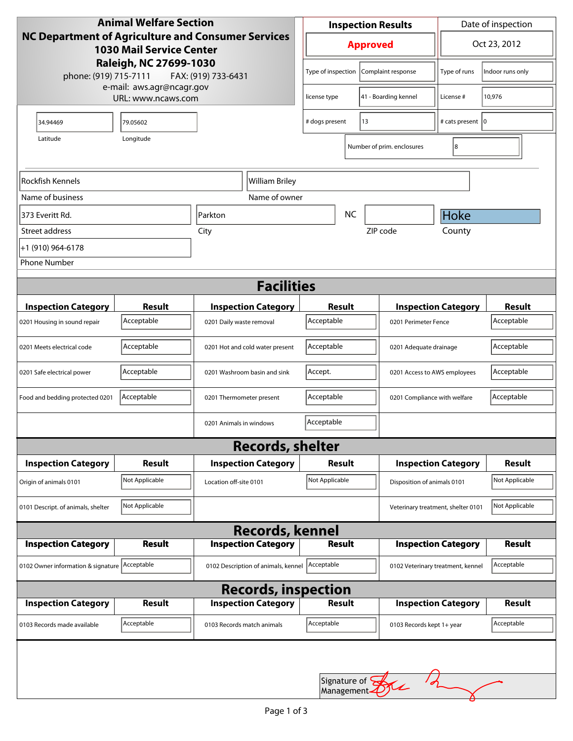**Animal Welfare Section**
**NC Department of Agriculture and Consumer Services**
**1030 Mail Service Center**
**Raleigh, NC 27699-1030**
phone: (919) 715-7111 FAX: (919) 733-6431
e-mail: aws.agr@ncagr.gov
URL: www.ncaws.com

| Inspection Results | Date of inspection |
|---|---|
| Approved | Oct 23, 2012 |

| | | | |
|---|---|---|---|
| Type of inspection | Complaint response | Type of runs | Indoor runs only |
| license type | 41 - Boarding kennel | License # | 10,976 |
| # dogs present | 13 | # cats present | 0 |
| Number of prim. enclosures | 8 | | |

Latitude: 34.94469
Longitude: 79.05602

| | |
|---|---|
| Name of business | Rockfish Kennels |
| Name of owner | William Briley |
| Street address | 373 Everitt Rd. |
| City | Parkton |
| State | NC |
| ZIP code | |
| County | Hoke |
| Phone Number | +1 (910) 964-6178 |

## Facilities

| Inspection Category | Result | Inspection Category | Result | Inspection Category | Result |
|---|---|---|---|---|---|
| 0201 Housing in sound repair | Acceptable | 0201 Daily waste removal | Acceptable | 0201 Perimeter Fence | Acceptable |
| 0201 Meets electrical code | Acceptable | 0201 Hot and cold water present | Acceptable | 0201 Adequate drainage | Acceptable |
| 0201 Safe electrical power | Acceptable | 0201 Washroom basin and sink | Accept. | 0201 Access to AWS employees | Acceptable |
| Food and bedding protected 0201 | Acceptable | 0201 Thermometer present | Acceptable | 0201 Compliance with welfare | Acceptable |
| | | 0201 Animals in windows | Acceptable | | |

## Records, shelter

| Inspection Category | Result | Inspection Category | Result | Inspection Category | Result |
|---|---|---|---|---|---|
| Origin of animals 0101 | Not Applicable | Location off-site 0101 | Not Applicable | Disposition of animals 0101 | Not Applicable |
| 0101 Descript. of animals, shelter | Not Applicable | | | Veterinary treatment, shelter 0101 | Not Applicable |

## Records, kennel

| Inspection Category | Result | Inspection Category | Result | Inspection Category | Result |
|---|---|---|---|---|---|
| 0102 Owner information & signature | Acceptable | 0102 Description of animals, kennel | Acceptable | 0102 Veterinary treatment, kennel | Acceptable |

## Records, inspection

| Inspection Category | Result | Inspection Category | Result | Inspection Category | Result |
|---|---|---|---|---|---|
| 0103 Records made available | Acceptable | 0103 Records match animals | Acceptable | 0103 Records kept 1+ year | Acceptable |

Signature of Management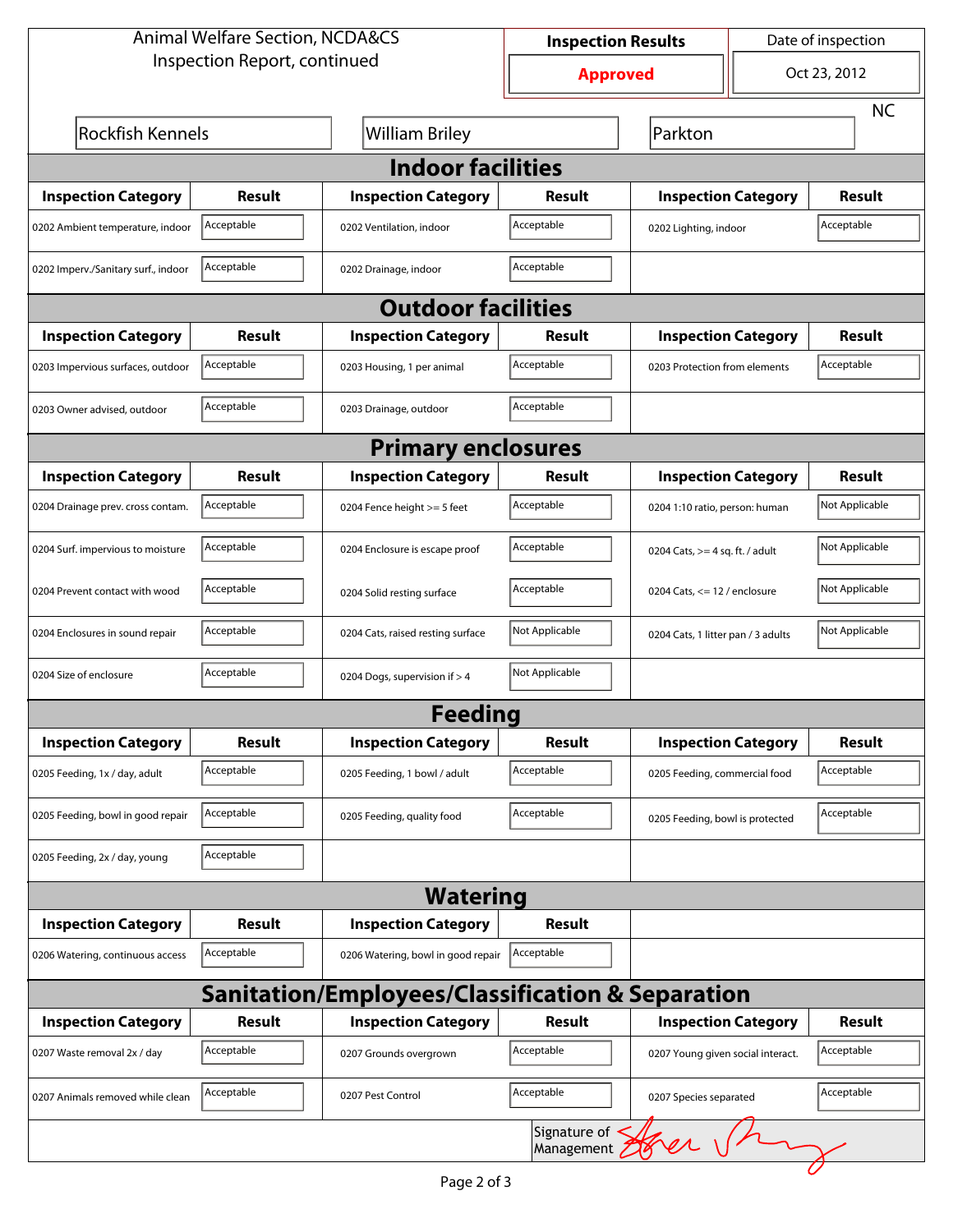Animal Welfare Section, NCDA&CS
Inspection Report, continued

| Inspection Results | Date of inspection |
|---|---|
| **Approved** | Oct 23, 2012 |

| Rockfish Kennels | William Briley | Parkton | NC |
|---|---|---|---|

## Indoor facilities

| Inspection Category | Result | Inspection Category | Result | Inspection Category | Result |
|---|---|---|---|---|---|
| 0202 Ambient temperature, indoor | Acceptable | 0202 Ventilation, indoor | Acceptable | 0202 Lighting, indoor | Acceptable |
| 0202 Imperv./Sanitary surf., indoor | Acceptable | 0202 Drainage, indoor | Acceptable | | |

## Outdoor facilities

| Inspection Category | Result | Inspection Category | Result | Inspection Category | Result |
|---|---|---|---|---|---|
| 0203 Impervious surfaces, outdoor | Acceptable | 0203 Housing, 1 per animal | Acceptable | 0203 Protection from elements | Acceptable |
| 0203 Owner advised, outdoor | Acceptable | 0203 Drainage, outdoor | Acceptable | | |

## Primary enclosures

| Inspection Category | Result | Inspection Category | Result | Inspection Category | Result |
|---|---|---|---|---|---|
| 0204 Drainage prev. cross contam. | Acceptable | 0204 Fence height >= 5 feet | Acceptable | 0204 1:10 ratio, person: human | Not Applicable |
| 0204 Surf. impervious to moisture | Acceptable | 0204 Enclosure is escape proof | Acceptable | 0204 Cats, >= 4 sq. ft. / adult | Not Applicable |
| 0204 Prevent contact with wood | Acceptable | 0204 Solid resting surface | Acceptable | 0204 Cats, <= 12 / enclosure | Not Applicable |
| 0204 Enclosures in sound repair | Acceptable | 0204 Cats, raised resting surface | Not Applicable | 0204 Cats, 1 litter pan / 3 adults | Not Applicable |
| 0204 Size of enclosure | Acceptable | 0204 Dogs, supervision if > 4 | Not Applicable | | |

## Feeding

| Inspection Category | Result | Inspection Category | Result | Inspection Category | Result |
|---|---|---|---|---|---|
| 0205 Feeding, 1x / day, adult | Acceptable | 0205 Feeding, 1 bowl / adult | Acceptable | 0205 Feeding, commercial food | Acceptable |
| 0205 Feeding, bowl in good repair | Acceptable | 0205 Feeding, quality food | Acceptable | 0205 Feeding, bowl is protected | Acceptable |
| 0205 Feeding, 2x / day, young | Acceptable | | | | |

## Watering

| Inspection Category | Result | Inspection Category | Result |
|---|---|---|---|
| 0206 Watering, continuous access | Acceptable | 0206 Watering, bowl in good repair | Acceptable |

## Sanitation/Employees/Classification & Separation

| Inspection Category | Result | Inspection Category | Result | Inspection Category | Result |
|---|---|---|---|---|---|
| 0207 Waste removal 2x / day | Acceptable | 0207 Grounds overgrown | Acceptable | 0207 Young given social interact. | Acceptable |
| 0207 Animals removed while clean | Acceptable | 0207 Pest Control | Acceptable | 0207 Species separated | Acceptable |

Signature of Management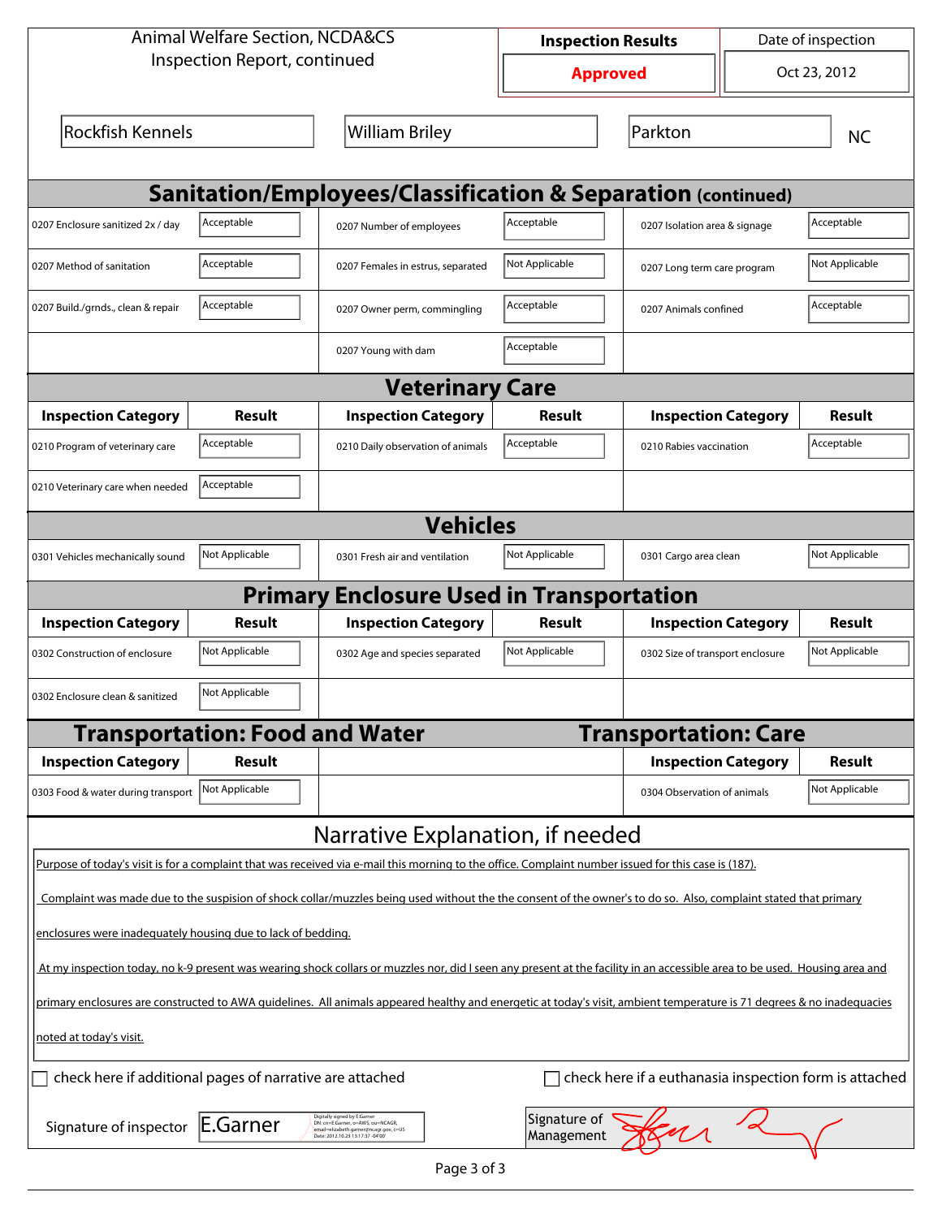Animal Welfare Section, NCDA&CS
Inspection Report, continued

| Inspection Results | Date of inspection |
|---|---|
| Approved | Oct 23, 2012 |

Rockfish Kennels | William Briley | Parkton | NC

## Sanitation/Employees/Classification & Separation (continued)

| | | | | | |
|---|---|---|---|---|---|
| 0207 Enclosure sanitized 2x / day | Acceptable | 0207 Number of employees | Acceptable | 0207 Isolation area & signage | Acceptable |
| 0207 Method of sanitation | Acceptable | 0207 Females in estrus, separated | Not Applicable | 0207 Long term care program | Not Applicable |
| 0207 Build./grnds., clean & repair | Acceptable | 0207 Owner perm, commingling | Acceptable | 0207 Animals confined | Acceptable |
| | | 0207 Young with dam | Acceptable | | |

## Veterinary Care

| Inspection Category | Result | Inspection Category | Result | Inspection Category | Result |
|---|---|---|---|---|---|
| 0210 Program of veterinary care | Acceptable | 0210 Daily observation of animals | Acceptable | 0210 Rabies vaccination | Acceptable |
| 0210 Veterinary care when needed | Acceptable | | | | |

## Vehicles

| | | | | | |
|---|---|---|---|---|---|
| 0301 Vehicles mechanically sound | Not Applicable | 0301 Fresh air and ventilation | Not Applicable | 0301 Cargo area clean | Not Applicable |

## Primary Enclosure Used in Transportation

| Inspection Category | Result | Inspection Category | Result | Inspection Category | Result |
|---|---|---|---|---|---|
| 0302 Construction of enclosure | Not Applicable | 0302 Age and species separated | Not Applicable | 0302 Size of transport enclosure | Not Applicable |
| 0302 Enclosure clean & sanitized | Not Applicable | | | | |

## Transportation: Food and Water

| Inspection Category | Result |
|---|---|
| 0303 Food & water during transport | Not Applicable |

## Transportation: Care

| Inspection Category | Result |
|---|---|
| 0304 Observation of animals | Not Applicable |

## Narrative Explanation, if needed

Purpose of today's visit is for a complaint that was received via e-mail this morning to the office. Complaint number issued for this case is (187).

Complaint was made due to the suspision of shock collar/muzzles being used without the the consent of the owner's to do so. Also, complaint stated that primary enclosures were inadequately housing due to lack of bedding.

At my inspection today, no k-9 present was wearing shock collars or muzzles nor, did I seen any present at the facility in an accessible area to be used. Housing area and primary enclosures are constructed to AWA guidelines. All animals appeared healthy and energetic at today's visit, ambient temperature is 71 degrees & no inadequacies noted at today's visit.

☐ check here if additional pages of narrative are attached

☐ check here if a euthanasia inspection form is attached

Signature of inspector: E.Garner (Digitally signed by E.Garner, DN: cn=E.Garner, o=AWS, ou=NCAGR, email=elizabeth.garner@ncagr.gov, c=US, Date: 2012.10.23 13:17:37 -04'00')

Signature of Management: [signature]